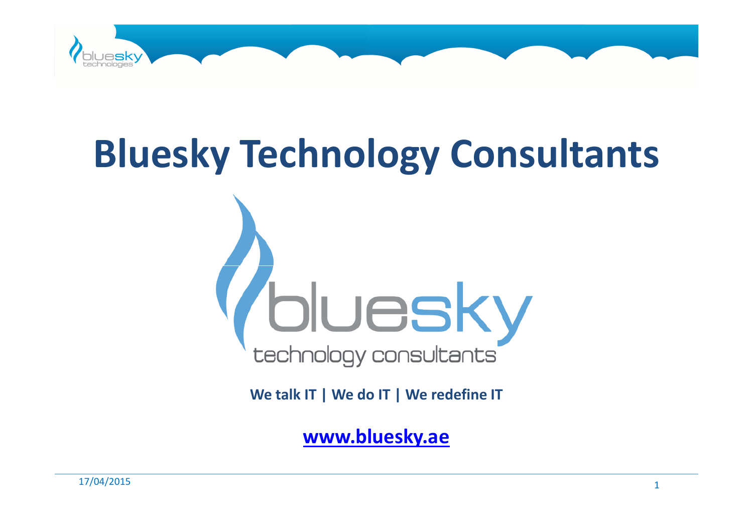# Bluesky Technology Consultants

**We talk IT | We do IT | We redefine IT**

**[www.bluesky.ae](http://www.bluesky.ae)**

17/04/2015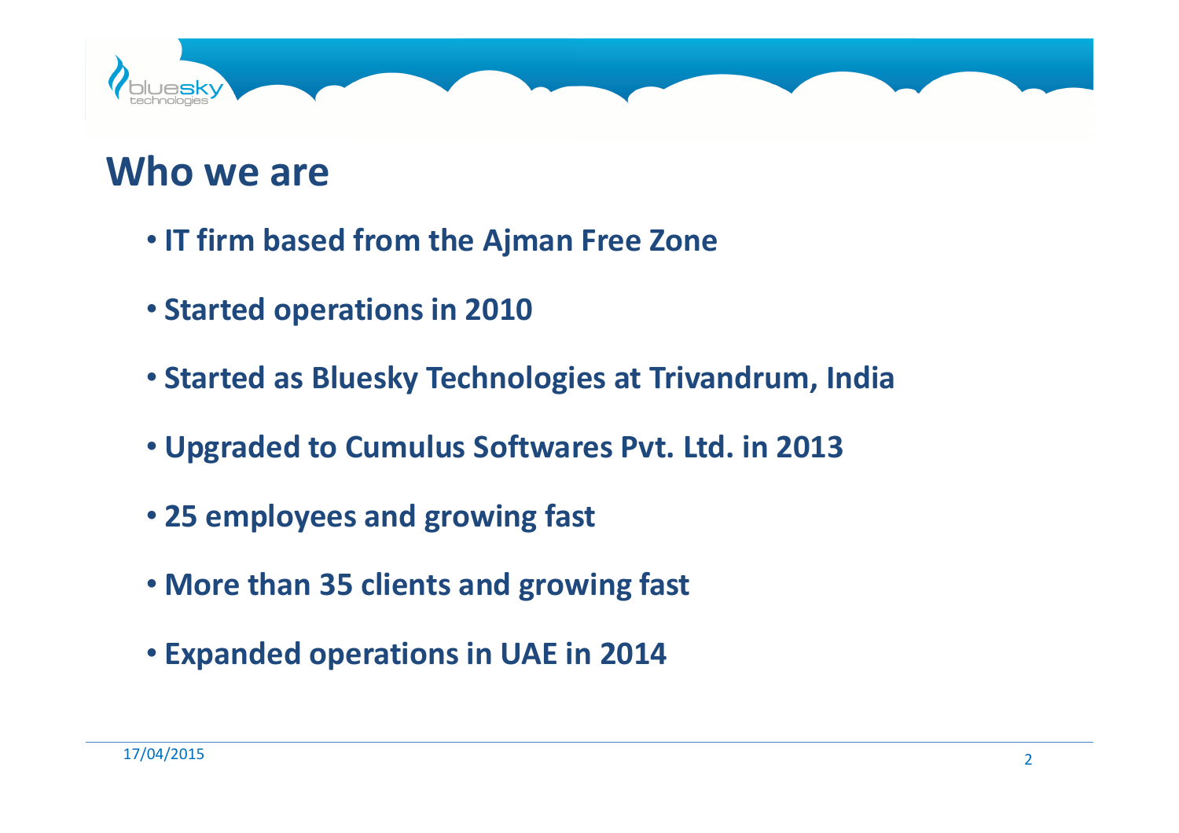# Who we are

- IT firm based from the Ajman Free Zone
- Started operations in 2010
- Started as Bluesky Technologies at Trivandrum, India
- Upgraded to Cumulus Softwares Pvt. Ltd. in 2013
- 25 employees and growing fast
- More than 35 clients and growing fast
- Expanded operations in UAE in 2014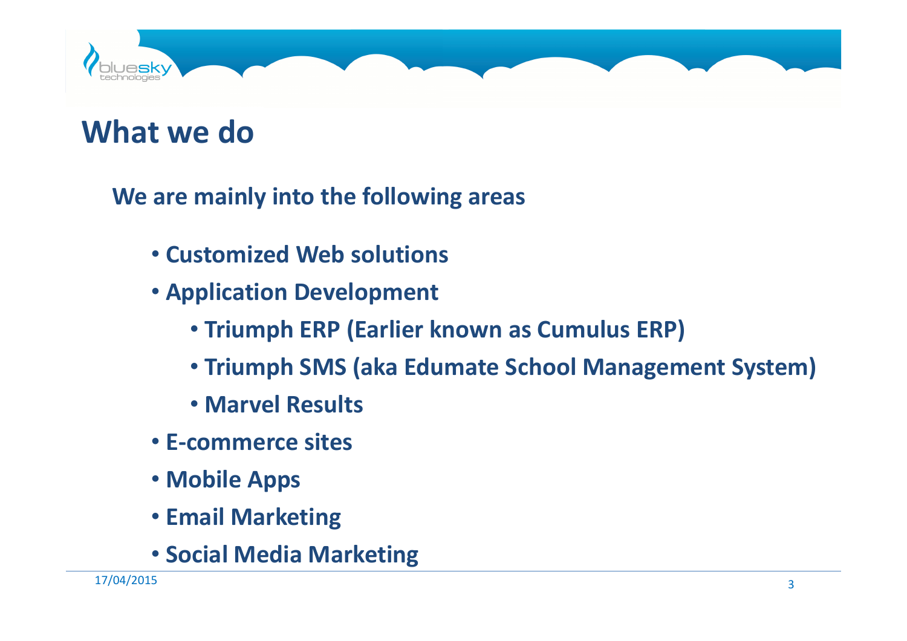## What we do

**We are mainly into the following areas**

- **Customized Web solutions**
- **Application Development**
  - **Triumph ERP (Earlier known as Cumulus ERP)**
  - **Triumph SMS (aka Edumate School Management System)**
  - **Marvel Results**
- **E-commerce sites**
- **Mobile Apps**
- **Email Marketing**
- **Social Media Marketing**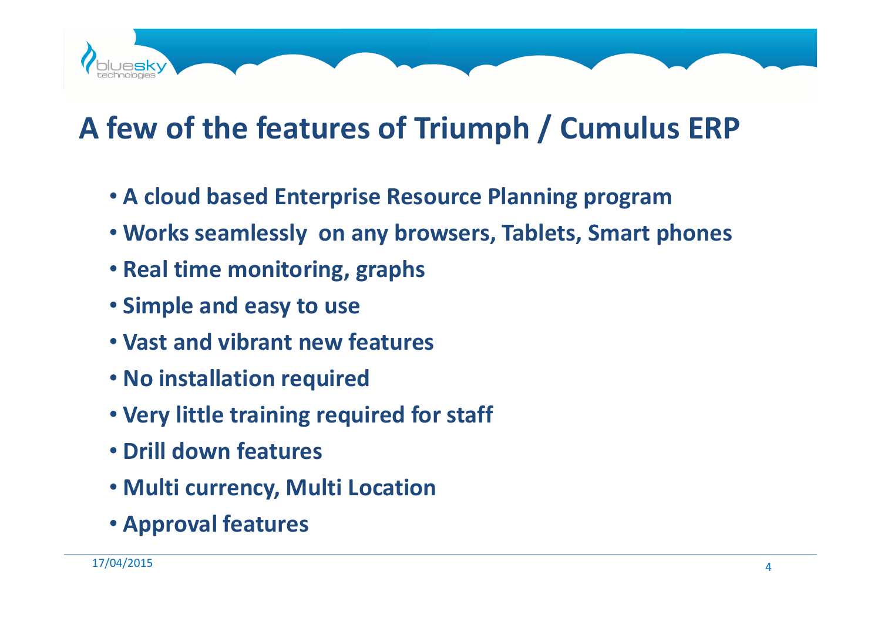# A few of the features of Triumph / Cumulus ERP

- **A cloud based Enterprise Resource Planning program**
- **Works seamlessly  on any browsers, Tablets, Smart phones**
- **Real time monitoring, graphs**
- **Simple and easy to use**
- **Vast and vibrant new features**
- **No installation required**
- **Very little training required for staff**
- **Drill down features**
- **Multi currency, Multi Location**
- **Approval features**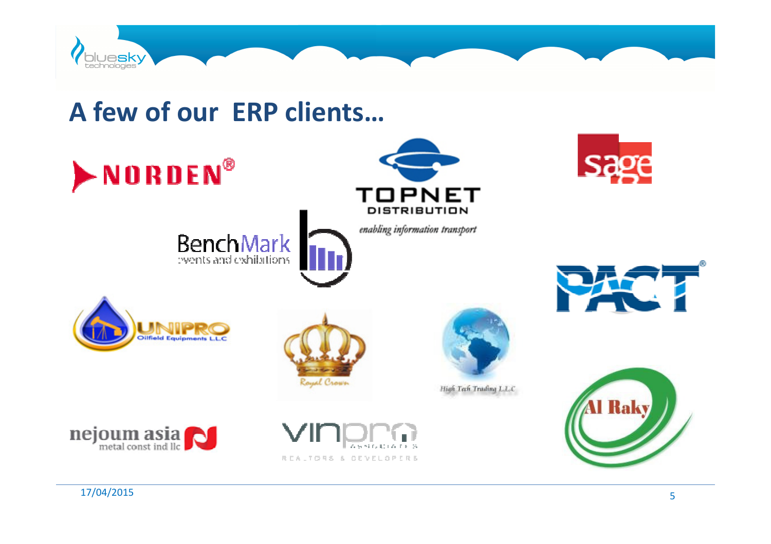# A few of our ERP clients…

NORDEN®

TOPNET DISTRIBUTION

*enabling information transport*

sage

BenchMark events and exhibitions

PACT®

UNIPRO Oilfield Equipments L.L.C

Royal Crown

High Tech Trading L.L.C

Al Raky

nejoum asia metal const ind llc

vinpro ASSOCIATES REALTORS & DEVELOPERS

17/04/2015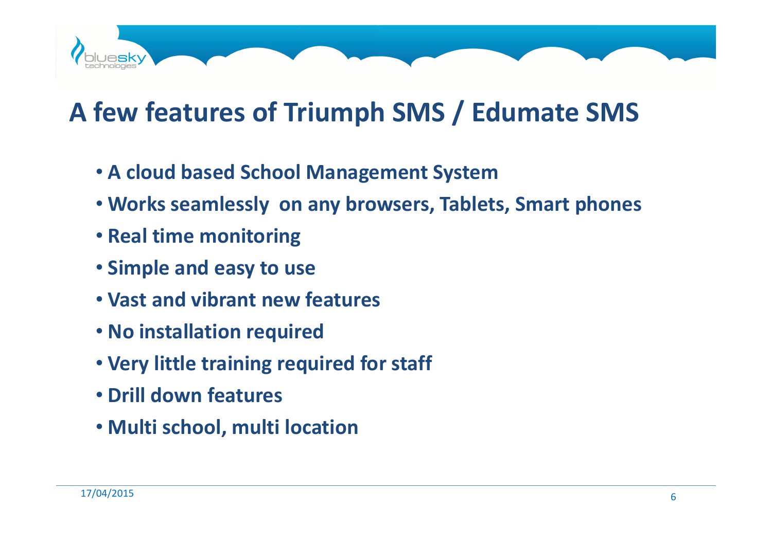# A few features of Triumph SMS / Edumate SMS

- **A cloud based School Management System**
- **Works seamlessly on any browsers, Tablets, Smart phones**
- **Real time monitoring**
- **Simple and easy to use**
- **Vast and vibrant new features**
- **No installation required**
- **Very little training required for staff**
- **Drill down features**
- **Multi school, multi location**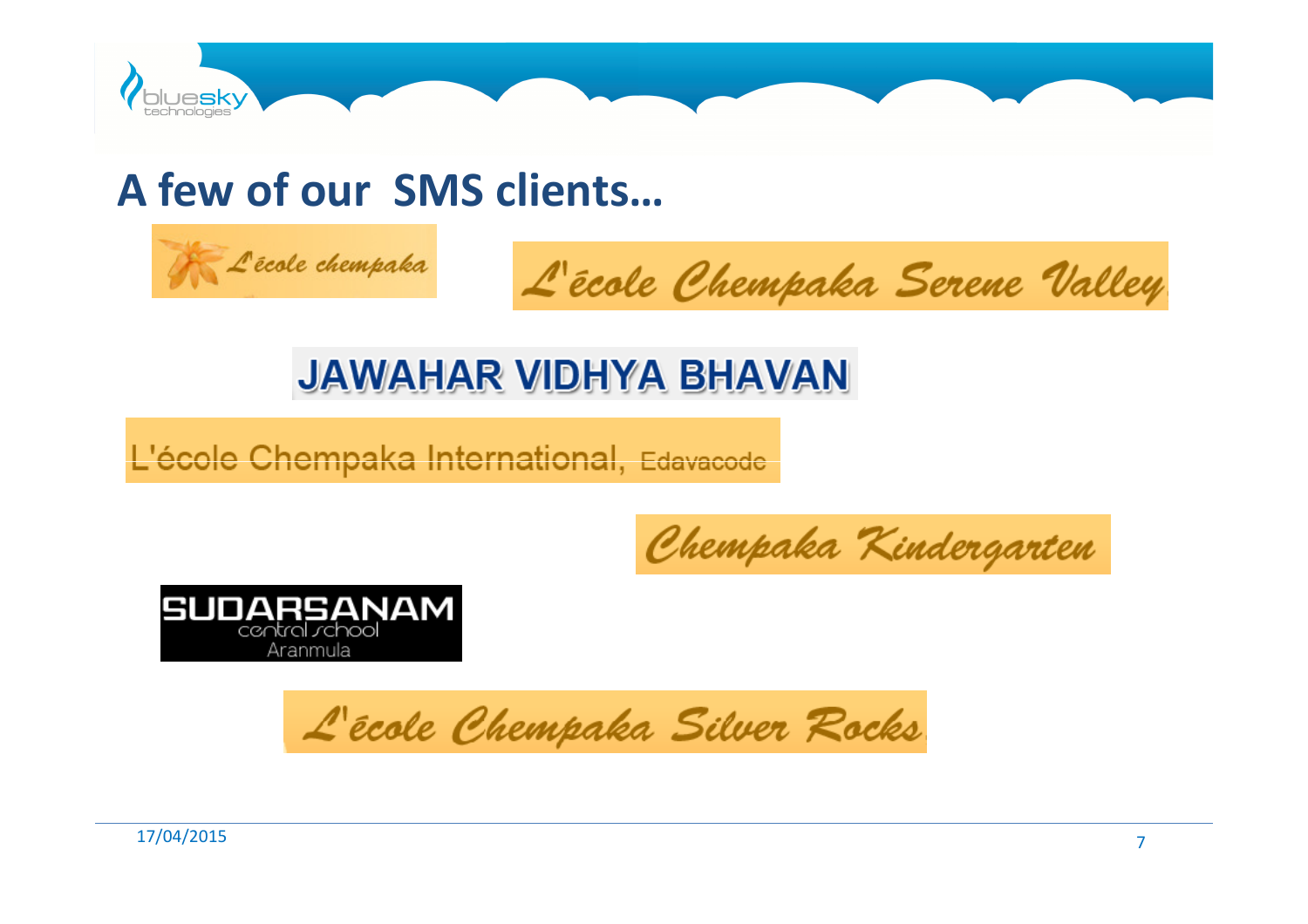## A few of our SMS clients…

L'école chempaka

L'école Chempaka Serene Valley

JAWAHAR VIDHYA BHAVAN

L'école Chempaka International, Edavacode

Chempaka Kindergarten

SUDARSANAM central school Aranmula

L'école Chempaka Silver Rocks

17/04/2015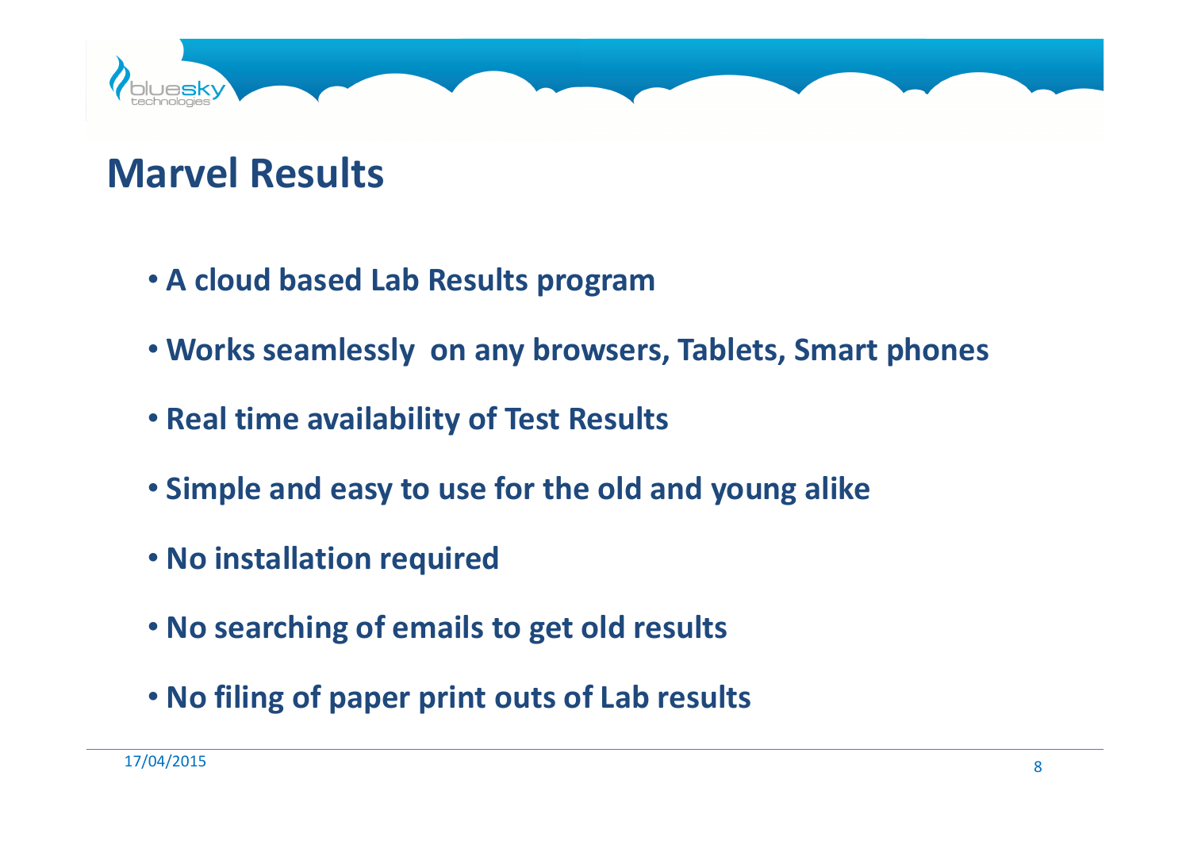# Marvel Results

- **A cloud based Lab Results program**
- **Works seamlessly  on any browsers, Tablets, Smart phones**
- **Real time availability of Test Results**
- **Simple and easy to use for the old and young alike**
- **No installation required**
- **No searching of emails to get old results**
- **No filing of paper print outs of Lab results**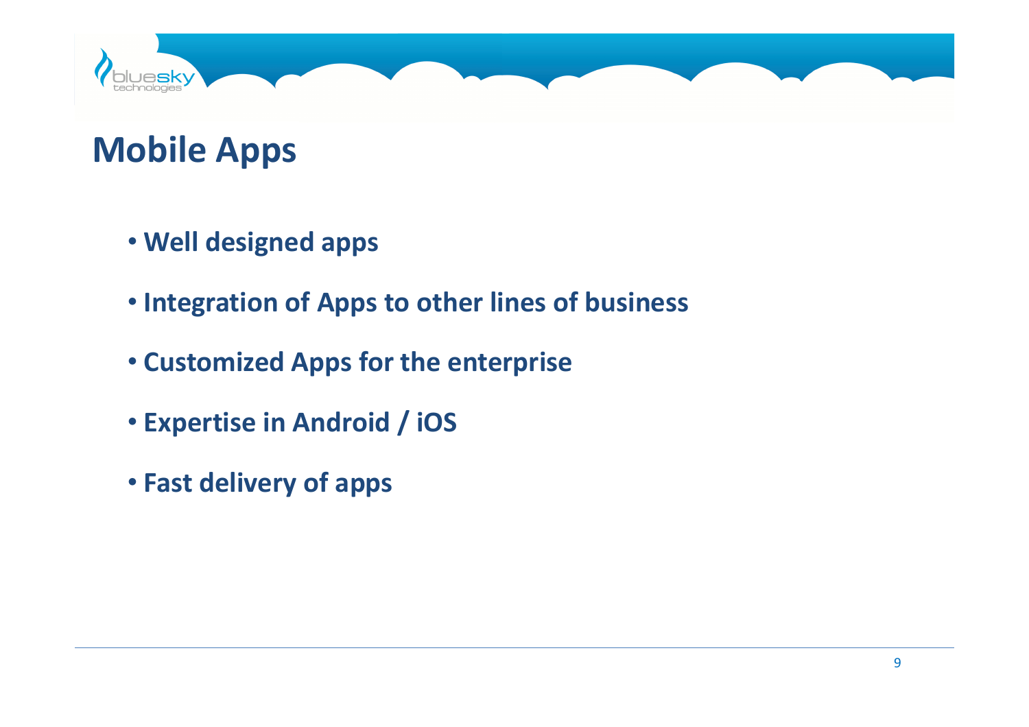# Mobile Apps

- **Well designed apps**
- **Integration of Apps to other lines of business**
- **Customized Apps for the enterprise**
- **Expertise in Android / iOS**
- **Fast delivery of apps**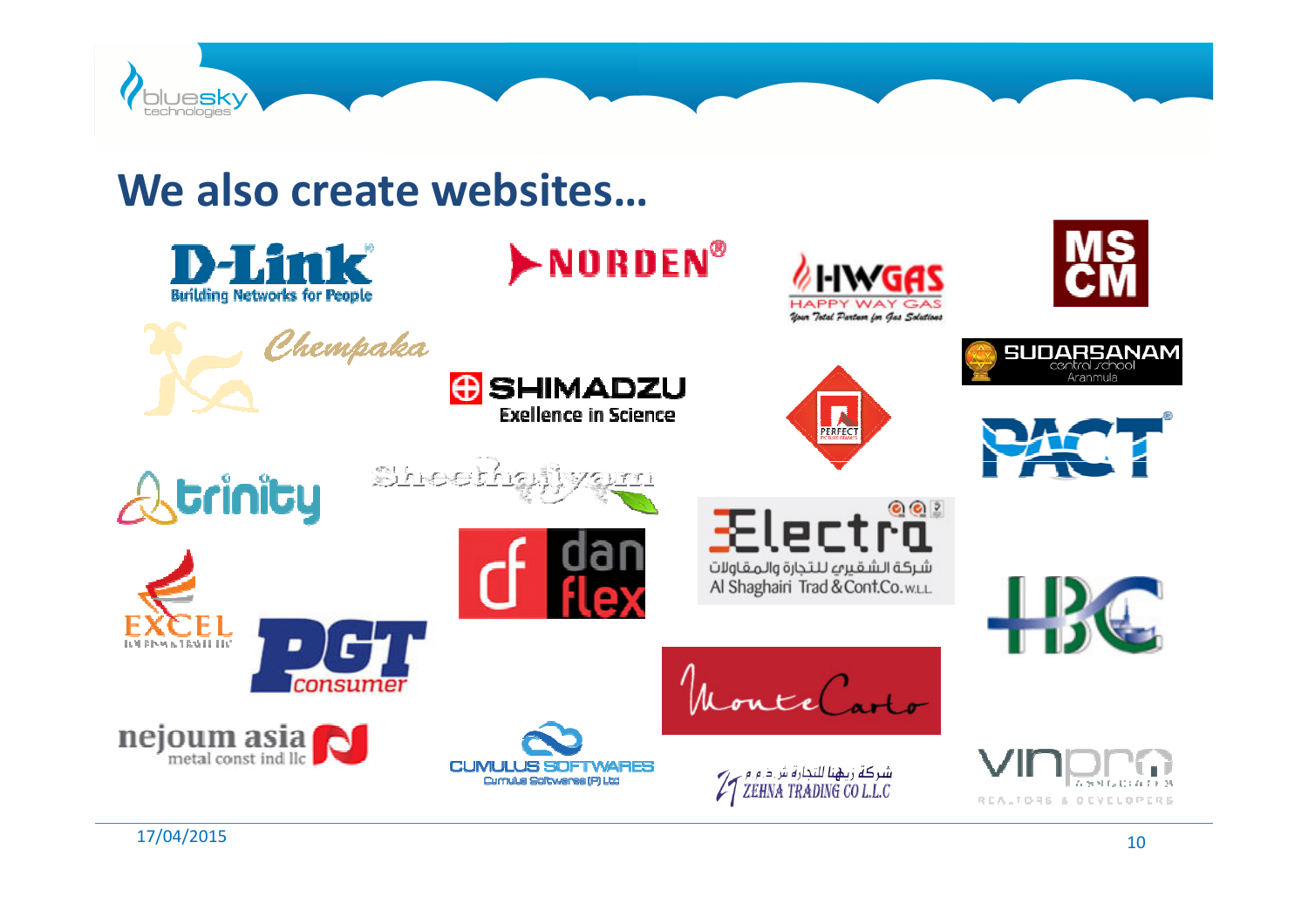# We also create websites…

D-Link
Building Networks for People

NORDEN®

HWGAS
HAPPY WAY GAS
Your Total Partner for Gas Solutions

MS
CM

Chempaka

SHIMADZU
Exellence in Science

PERFECT

SUDARSANAM
central school
Aranmula

PACT®

trinity

Sheethaliyam

Electra
شركة الشقيري للتجارة والمقاولات
Al Shaghairi Trad & Cont.Co. W.L.L.

df dan flex

EXCEL

PGT consumer

HBC

MonteCarlo

nejoum asia
metal const ind llc

CUMULUS SOFTWARES
Cumulus Softwares (P) Ltd

شركة زيهنا للتجارة ش.ذ.م.م
ZEHNA TRADING CO L.L.C

vinpro
REALTORS & DEVELOPERS

17/04/2015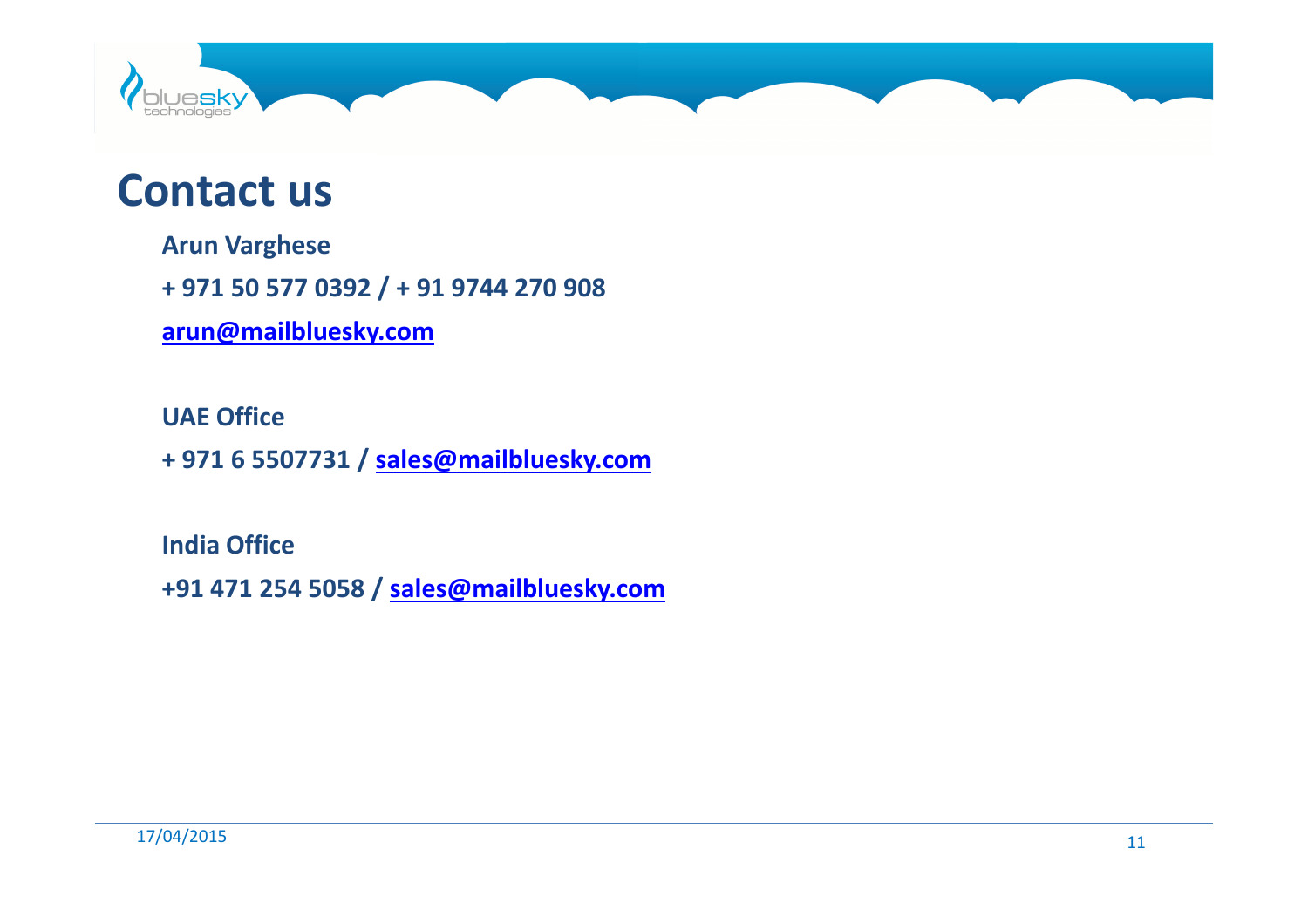# Contact us

**Arun Varghese**

**+ 971 50 577 0392 / + 91 9744 270 908**

**arun@mailbluesky.com**

**UAE Office**

**+ 971 6 5507731 / sales@mailbluesky.com**

**India Office**

**+91 471 254 5058 / sales@mailbluesky.com**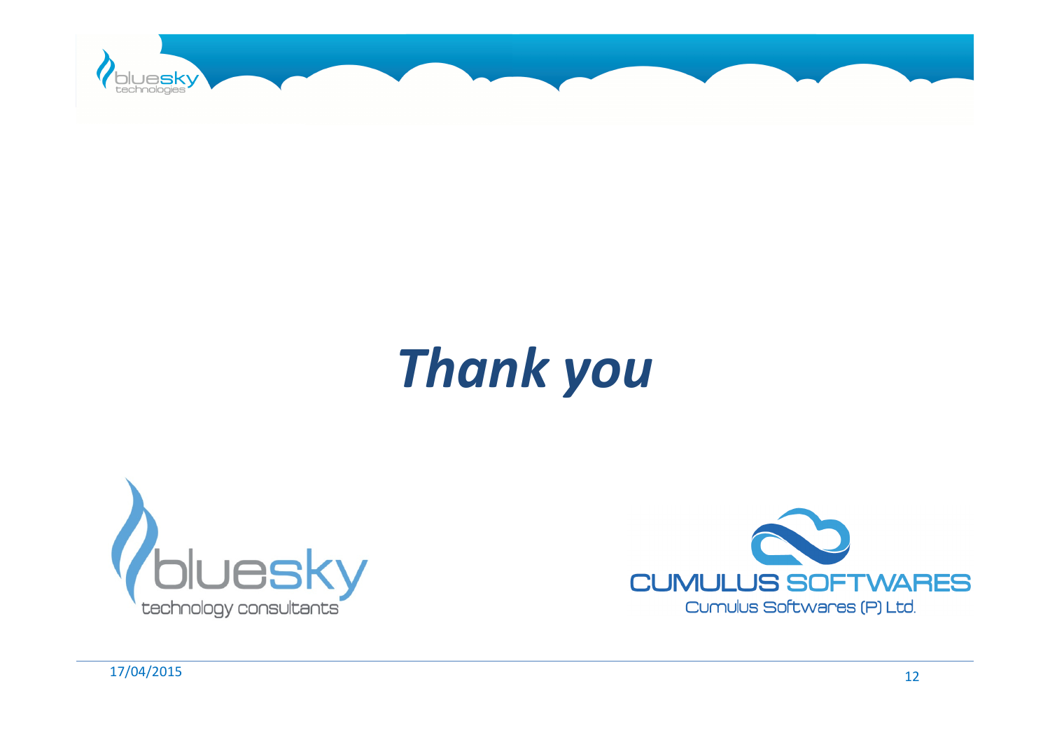# *Thank you*

bluesky
technology consultants

CUMULUS SOFTWARES
Cumulus Softwares (P) Ltd.

17/04/2015